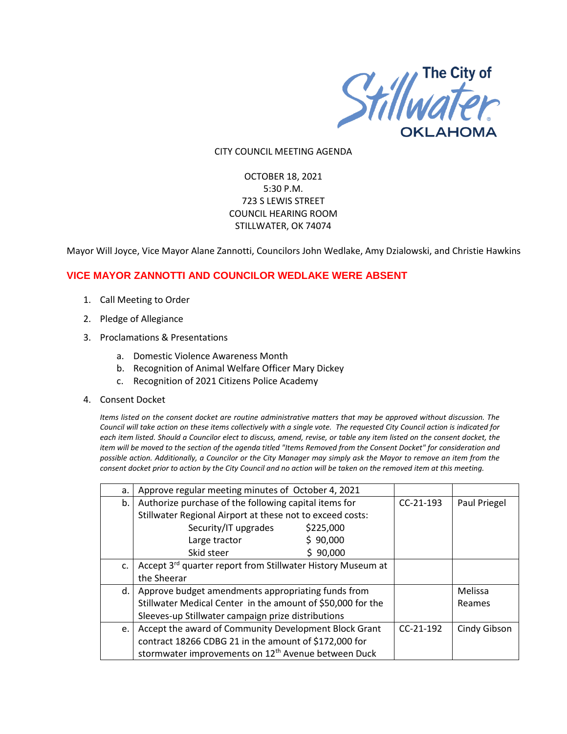The City of Stillwater OKLAHOMA

CITY COUNCIL MEETING AGENDA

OCTOBER 18, 2021
5:30 P.M.
723 S LEWIS STREET
COUNCIL HEARING ROOM
STILLWATER, OK 74074

Mayor Will Joyce, Vice Mayor Alane Zannotti, Councilors John Wedlake, Amy Dzialowski, and Christie Hawkins

**VICE MAYOR ZANNOTTI AND COUNCILOR WEDLAKE WERE ABSENT**

1. Call Meeting to Order
2. Pledge of Allegiance
3. Proclamations & Presentations
    a. Domestic Violence Awareness Month
    b. Recognition of Animal Welfare Officer Mary Dickey
    c. Recognition of 2021 Citizens Police Academy
4. Consent Docket

*Items listed on the consent docket are routine administrative matters that may be approved without discussion. The Council will take action on these items collectively with a single vote. The requested City Council action is indicated for each item listed. Should a Councilor elect to discuss, amend, revise, or table any item listed on the consent docket, the item will be moved to the section of the agenda titled "Items Removed from the Consent Docket" for consideration and possible action. Additionally, a Councilor or the City Manager may simply ask the Mayor to remove an item from the consent docket prior to action by the City Council and no action will be taken on the removed item at this meeting.*

| | | | |
|---|---|---|---|
| a. | Approve regular meeting minutes of October 4, 2021 | | |
| b. | Authorize purchase of the following capital items for Stillwater Regional Airport at these not to exceed costs:<br>Security/IT upgrades $225,000<br>Large tractor $ 90,000<br>Skid steer $ 90,000 | CC-21-193 | Paul Priegel |
| c. | Accept 3rd quarter report from Stillwater History Museum at the Sheerar | | |
| d. | Approve budget amendments appropriating funds from Stillwater Medical Center in the amount of $50,000 for the Sleeves-up Stillwater campaign prize distributions | | Melissa Reames |
| e. | Accept the award of Community Development Block Grant contract 18266 CDBG 21 in the amount of $172,000 for stormwater improvements on 12th Avenue between Duck | CC-21-192 | Cindy Gibson |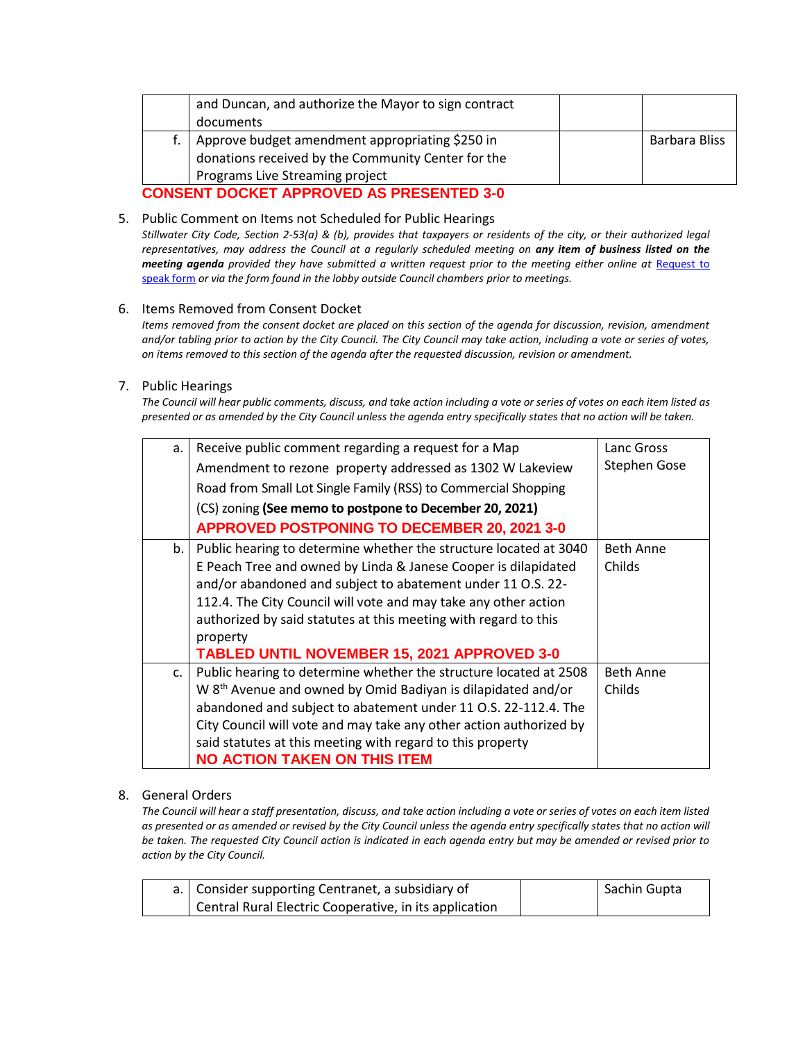| | | | |
|---|---|---|---|
| | and Duncan, and authorize the Mayor to sign contract documents | | |
| f. | Approve budget amendment appropriating $250 in donations received by the Community Center for the Programs Live Streaming project | | Barbara Bliss |

**CONSENT DOCKET APPROVED AS PRESENTED 3-0**

5. Public Comment on Items not Scheduled for Public Hearings

   *Stillwater City Code, Section 2-53(a) & (b), provides that taxpayers or residents of the city, or their authorized legal representatives, may address the Council at a regularly scheduled meeting on* ***any item of business listed on the meeting agenda*** *provided they have submitted a written request prior to the meeting either online at* [Request to speak form](#) *or via the form found in the lobby outside Council chambers prior to meetings.*

6. Items Removed from Consent Docket

   *Items removed from the consent docket are placed on this section of the agenda for discussion, revision, amendment and/or tabling prior to action by the City Council. The City Council may take action, including a vote or series of votes, on items removed to this section of the agenda after the requested discussion, revision or amendment.*

7. Public Hearings

   *The Council will hear public comments, discuss, and take action including a vote or series of votes on each item listed as presented or as amended by the City Council unless the agenda entry specifically states that no action will be taken.*

| | | |
|---|---|---|
| a. | Receive public comment regarding a request for a Map Amendment to rezone property addressed as 1302 W Lakeview Road from Small Lot Single Family (RSS) to Commercial Shopping (CS) zoning **(See memo to postpone to December 20, 2021)** **APPROVED POSTPONING TO DECEMBER 20, 2021 3-0** | Lanc Gross Stephen Gose |
| b. | Public hearing to determine whether the structure located at 3040 E Peach Tree and owned by Linda & Janese Cooper is dilapidated and/or abandoned and subject to abatement under 11 O.S. 22-112.4. The City Council will vote and may take any other action authorized by said statutes at this meeting with regard to this property **TABLED UNTIL NOVEMBER 15, 2021 APPROVED 3-0** | Beth Anne Childs |
| c. | Public hearing to determine whether the structure located at 2508 W 8th Avenue and owned by Omid Badiyan is dilapidated and/or abandoned and subject to abatement under 11 O.S. 22-112.4. The City Council will vote and may take any other action authorized by said statutes at this meeting with regard to this property **NO ACTION TAKEN ON THIS ITEM** | Beth Anne Childs |

8. General Orders

   *The Council will hear a staff presentation, discuss, and take action including a vote or series of votes on each item listed as presented or as amended or revised by the City Council unless the agenda entry specifically states that no action will be taken. The requested City Council action is indicated in each agenda entry but may be amended or revised prior to action by the City Council.*

| | | | |
|---|---|---|---|
| a. | Consider supporting Centranet, a subsidiary of Central Rural Electric Cooperative, in its application | | Sachin Gupta |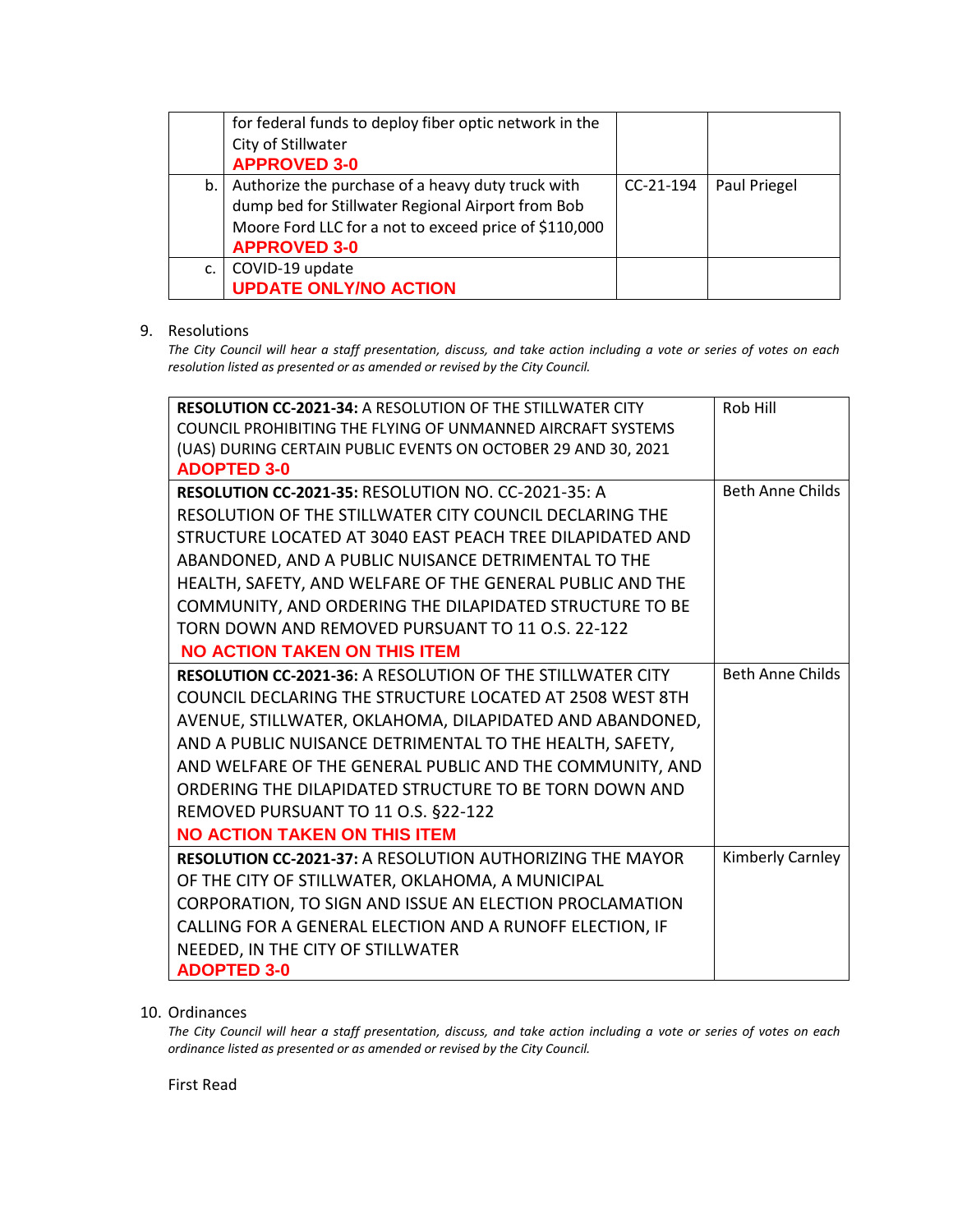| | | | |
|---|---|---|---|
| | for federal funds to deploy fiber optic network in the City of Stillwater **APPROVED 3-0** | | |
| b. | Authorize the purchase of a heavy duty truck with dump bed for Stillwater Regional Airport from Bob Moore Ford LLC for a not to exceed price of $110,000 **APPROVED 3-0** | CC-21-194 | Paul Priegel |
| c. | COVID-19 update **UPDATE ONLY/NO ACTION** | | |

9. Resolutions

*The City Council will hear a staff presentation, discuss, and take action including a vote or series of votes on each resolution listed as presented or as amended or revised by the City Council.*

| | |
|---|---|
| **RESOLUTION CC-2021-34:** A RESOLUTION OF THE STILLWATER CITY COUNCIL PROHIBITING THE FLYING OF UNMANNED AIRCRAFT SYSTEMS (UAS) DURING CERTAIN PUBLIC EVENTS ON OCTOBER 29 AND 30, 2021 **ADOPTED 3-0** | Rob Hill |
| **RESOLUTION CC-2021-35:** RESOLUTION NO. CC-2021-35: A RESOLUTION OF THE STILLWATER CITY COUNCIL DECLARING THE STRUCTURE LOCATED AT 3040 EAST PEACH TREE DILAPIDATED AND ABANDONED, AND A PUBLIC NUISANCE DETRIMENTAL TO THE HEALTH, SAFETY, AND WELFARE OF THE GENERAL PUBLIC AND THE COMMUNITY, AND ORDERING THE DILAPIDATED STRUCTURE TO BE TORN DOWN AND REMOVED PURSUANT TO 11 O.S. 22-122 **NO ACTION TAKEN ON THIS ITEM** | Beth Anne Childs |
| **RESOLUTION CC-2021-36:** A RESOLUTION OF THE STILLWATER CITY COUNCIL DECLARING THE STRUCTURE LOCATED AT 2508 WEST 8TH AVENUE, STILLWATER, OKLAHOMA, DILAPIDATED AND ABANDONED, AND A PUBLIC NUISANCE DETRIMENTAL TO THE HEALTH, SAFETY, AND WELFARE OF THE GENERAL PUBLIC AND THE COMMUNITY, AND ORDERING THE DILAPIDATED STRUCTURE TO BE TORN DOWN AND REMOVED PURSUANT TO 11 O.S. §22-122 **NO ACTION TAKEN ON THIS ITEM** | Beth Anne Childs |
| **RESOLUTION CC-2021-37:** A RESOLUTION AUTHORIZING THE MAYOR OF THE CITY OF STILLWATER, OKLAHOMA, A MUNICIPAL CORPORATION, TO SIGN AND ISSUE AN ELECTION PROCLAMATION CALLING FOR A GENERAL ELECTION AND A RUNOFF ELECTION, IF NEEDED, IN THE CITY OF STILLWATER **ADOPTED 3-0** | Kimberly Carnley |

10. Ordinances

*The City Council will hear a staff presentation, discuss, and take action including a vote or series of votes on each ordinance listed as presented or as amended or revised by the City Council.*

First Read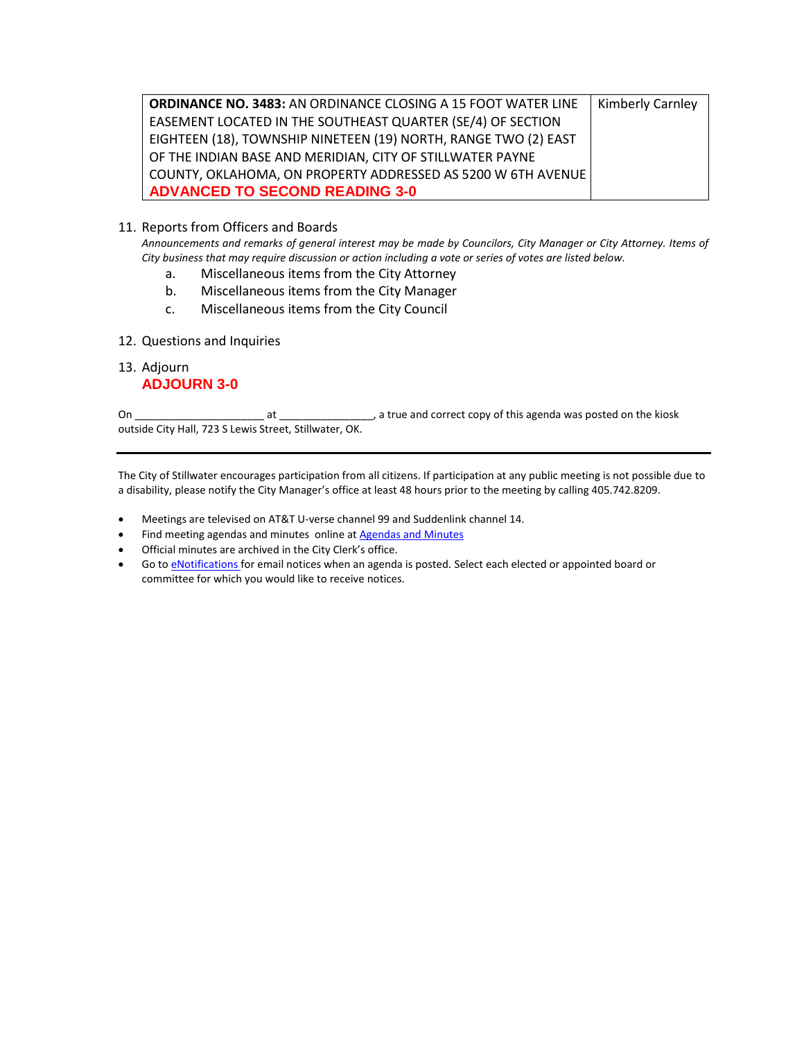| | |
|---|---|
| **ORDINANCE NO. 3483:** AN ORDINANCE CLOSING A 15 FOOT WATER LINE EASEMENT LOCATED IN THE SOUTHEAST QUARTER (SE/4) OF SECTION EIGHTEEN (18), TOWNSHIP NINETEEN (19) NORTH, RANGE TWO (2) EAST OF THE INDIAN BASE AND MERIDIAN, CITY OF STILLWATER PAYNE COUNTY, OKLAHOMA, ON PROPERTY ADDRESSED AS 5200 W 6TH AVENUE **ADVANCED TO SECOND READING 3-0** | Kimberly Carnley |

11. Reports from Officers and Boards

    *Announcements and remarks of general interest may be made by Councilors, City Manager or City Attorney. Items of City business that may require discussion or action including a vote or series of votes are listed below.*

    a. Miscellaneous items from the City Attorney
    b. Miscellaneous items from the City Manager
    c. Miscellaneous items from the City Council

12. Questions and Inquiries

13. Adjourn

    **ADJOURN 3-0**

On ______________________ at ________________, a true and correct copy of this agenda was posted on the kiosk outside City Hall, 723 S Lewis Street, Stillwater, OK.

---

The City of Stillwater encourages participation from all citizens. If participation at any public meeting is not possible due to a disability, please notify the City Manager's office at least 48 hours prior to the meeting by calling 405.742.8209.

- Meetings are televised on AT&T U-verse channel 99 and Suddenlink channel 14.
- Find meeting agendas and minutes online at Agendas and Minutes
- Official minutes are archived in the City Clerk's office.
- Go to eNotifications for email notices when an agenda is posted. Select each elected or appointed board or committee for which you would like to receive notices.